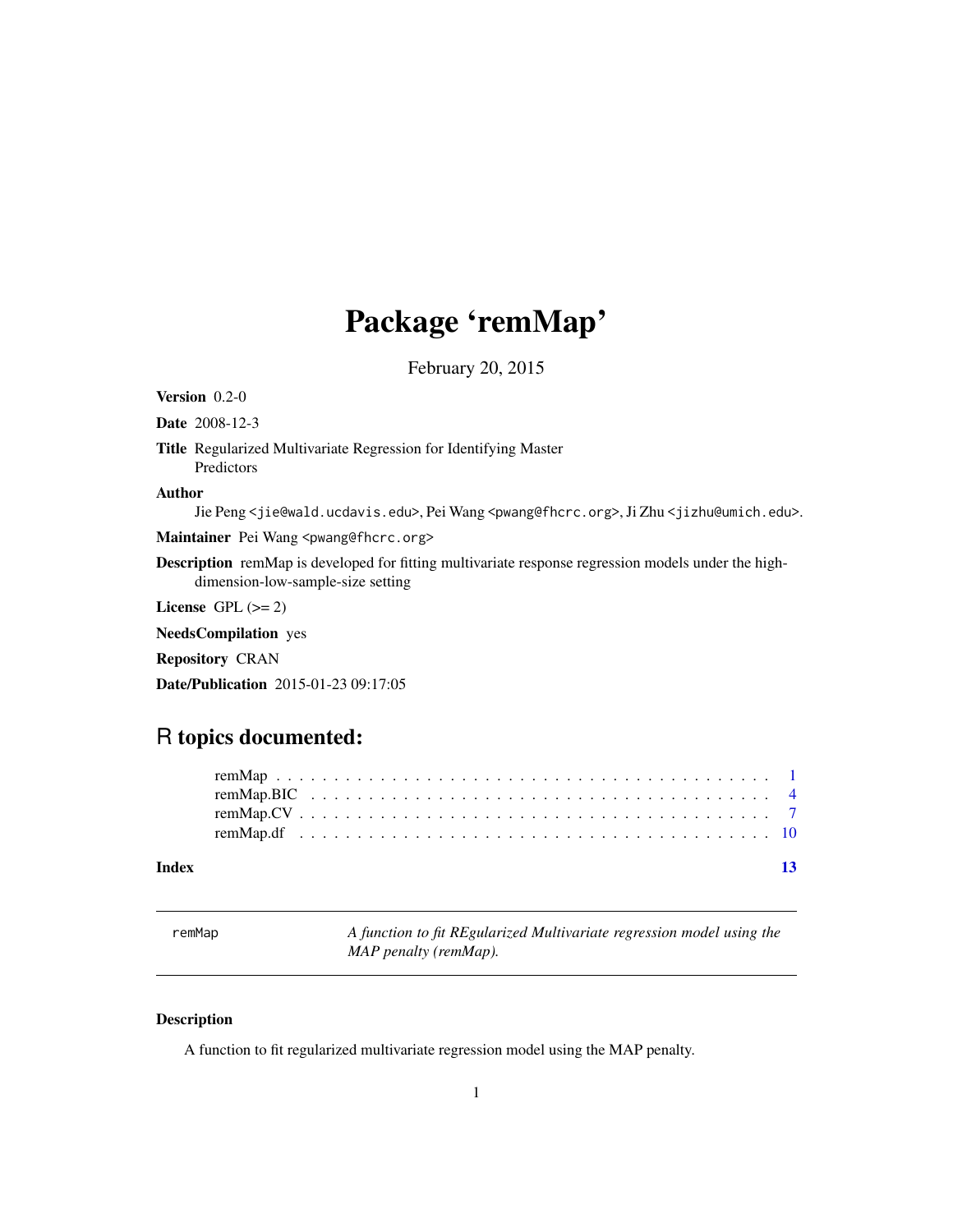# Package 'remMap'

February 20, 2015

**Version** 0.2-0

**Date** 2008-12-3

**Title** Regularized Multivariate Regression for Identifying Master Predictors

**Author** Jie Peng <jie@wald.ucdavis.edu>, Pei Wang <pwang@fhcrc.org>, Ji Zhu <jizhu@umich.edu>.

**Maintainer** Pei Wang <pwang@fhcrc.org>

**Description** remMap is developed for fitting multivariate response regression models under the high-dimension-low-sample-size setting

**License** GPL (>= 2)

**NeedsCompilation** yes

**Repository** CRAN

**Date/Publication** 2015-01-23 09:17:05

## R topics documented:

- remMap . . . . . . . . . . . . . . . . . . . . . . . . . . . . . . . . . . . . . . . . . 1
- remMap.BIC . . . . . . . . . . . . . . . . . . . . . . . . . . . . . . . . . . . . . . 4
- remMap.CV . . . . . . . . . . . . . . . . . . . . . . . . . . . . . . . . . . . . . . . 7
- remMap.df . . . . . . . . . . . . . . . . . . . . . . . . . . . . . . . . . . . . . . . 10

**Index** 13

---

`remMap` *A function to fit REgularized Multivariate regression model using the MAP penalty (remMap).*

---

### Description

A function to fit regularized multivariate regression model using the MAP penalty.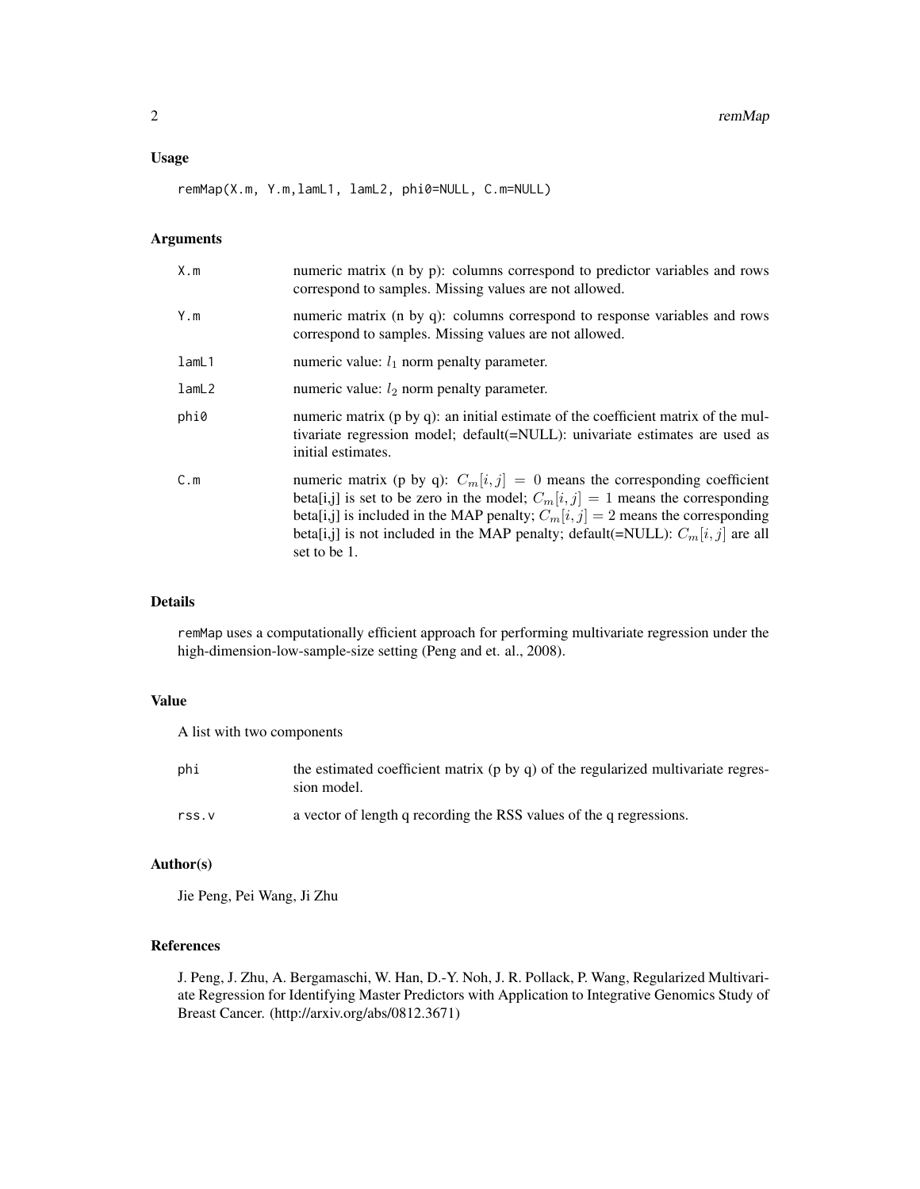## Usage

```
remMap(X.m, Y.m,lamL1, lamL2, phi0=NULL, C.m=NULL)
```

## Arguments

| | |
|---|---|
| X.m | numeric matrix (n by p): columns correspond to predictor variables and rows correspond to samples. Missing values are not allowed. |
| Y.m | numeric matrix (n by q): columns correspond to response variables and rows correspond to samples. Missing values are not allowed. |
| lamL1 | numeric value: $l_1$ norm penalty parameter. |
| lamL2 | numeric value: $l_2$ norm penalty parameter. |
| phi0 | numeric matrix (p by q): an initial estimate of the coefficient matrix of the multivariate regression model; default(=NULL): univariate estimates are used as initial estimates. |
| C.m | numeric matrix (p by q): $C_m[i,j] = 0$ means the corresponding coefficient beta[i,j] is set to be zero in the model; $C_m[i,j] = 1$ means the corresponding beta[i,j] is included in the MAP penalty; $C_m[i,j] = 2$ means the corresponding beta[i,j] is not included in the MAP penalty; default(=NULL): $C_m[i,j]$ are all set to be 1. |

## Details

remMap uses a computationally efficient approach for performing multivariate regression under the high-dimension-low-sample-size setting (Peng and et. al., 2008).

## Value

A list with two components

| | |
|---|---|
| phi | the estimated coefficient matrix (p by q) of the regularized multivariate regression model. |
| rss.v | a vector of length q recording the RSS values of the q regressions. |

## Author(s)

Jie Peng, Pei Wang, Ji Zhu

## References

J. Peng, J. Zhu, A. Bergamaschi, W. Han, D.-Y. Noh, J. R. Pollack, P. Wang, Regularized Multivariate Regression for Identifying Master Predictors with Application to Integrative Genomics Study of Breast Cancer. (http://arxiv.org/abs/0812.3671)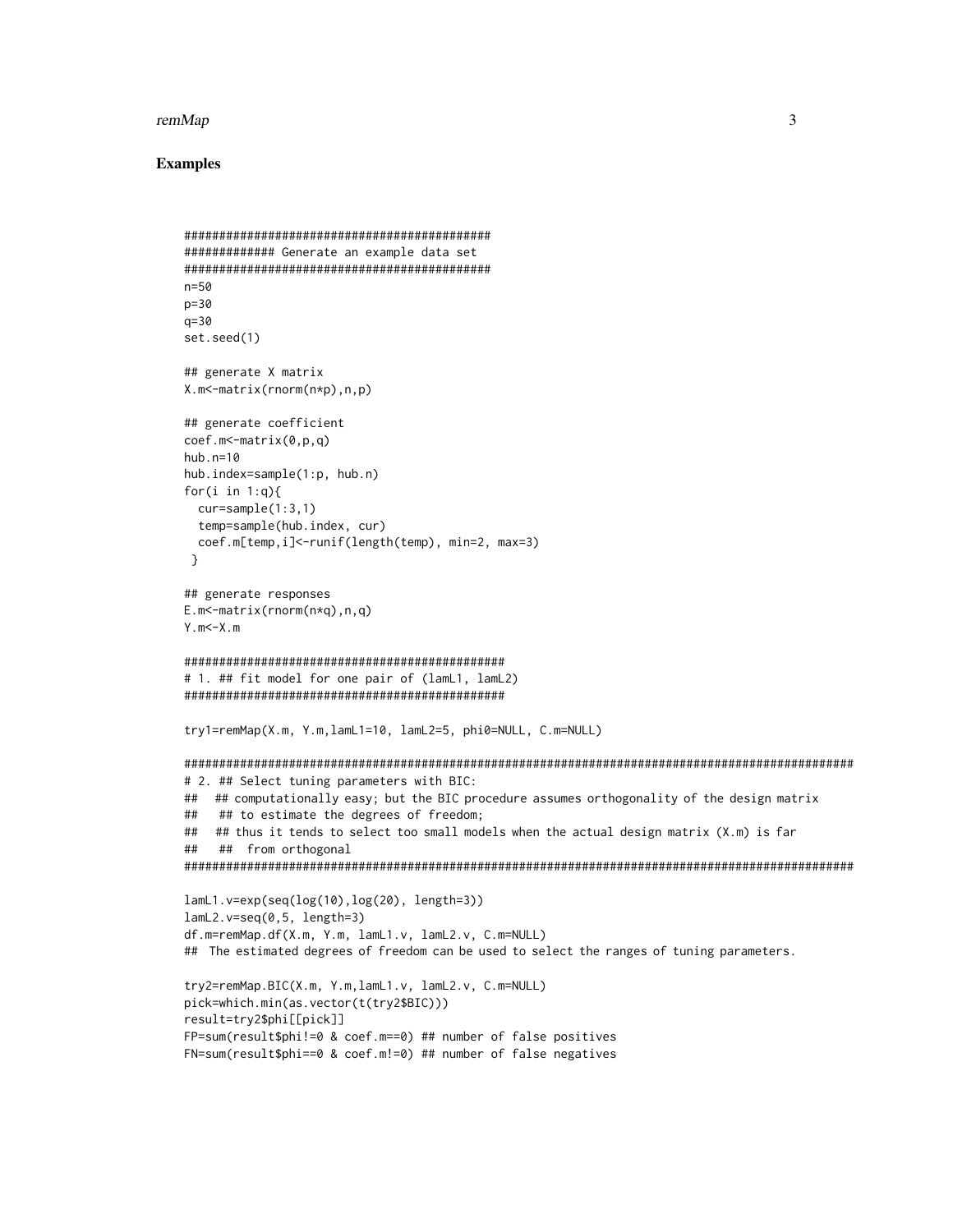## Examples

```
############################################
############# Generate an example data set
############################################
n=50
p=30
q=30
set.seed(1)

## generate X matrix
X.m<-matrix(rnorm(n*p),n,p)

## generate coefficient
coef.m<-matrix(0,p,q)
hub.n=10
hub.index=sample(1:p, hub.n)
for(i in 1:q){
  cur=sample(1:3,1)
  temp=sample(hub.index, cur)
  coef.m[temp,i]<-runif(length(temp), min=2, max=3)
 }

## generate responses
E.m<-matrix(rnorm(n*q),n,q)
Y.m<-X.m

##############################################
# 1. ## fit model for one pair of (lamL1, lamL2)
##############################################

try1=remMap(X.m, Y.m,lamL1=10, lamL2=5, phi0=NULL, C.m=NULL)

################################################################################################
# 2. ## Select tuning parameters with BIC:
##   ## computationally easy; but the BIC procedure assumes orthogonality of the design matrix
##    ## to estimate the degrees of freedom;
##   ## thus it tends to select too small models when the actual design matrix (X.m) is far
##    ##  from orthogonal
################################################################################################

lamL1.v=exp(seq(log(10),log(20), length=3))
lamL2.v=seq(0,5, length=3)
df.m=remMap.df(X.m, Y.m, lamL1.v, lamL2.v, C.m=NULL)
##  The estimated degrees of freedom can be used to select the ranges of tuning parameters.

try2=remMap.BIC(X.m, Y.m,lamL1.v, lamL2.v, C.m=NULL)
pick=which.min(as.vector(t(try2$BIC)))
result=try2$phi[[pick]]
FP=sum(result$phi!=0 & coef.m==0) ## number of false positives
FN=sum(result$phi==0 & coef.m!=0) ## number of false negatives
```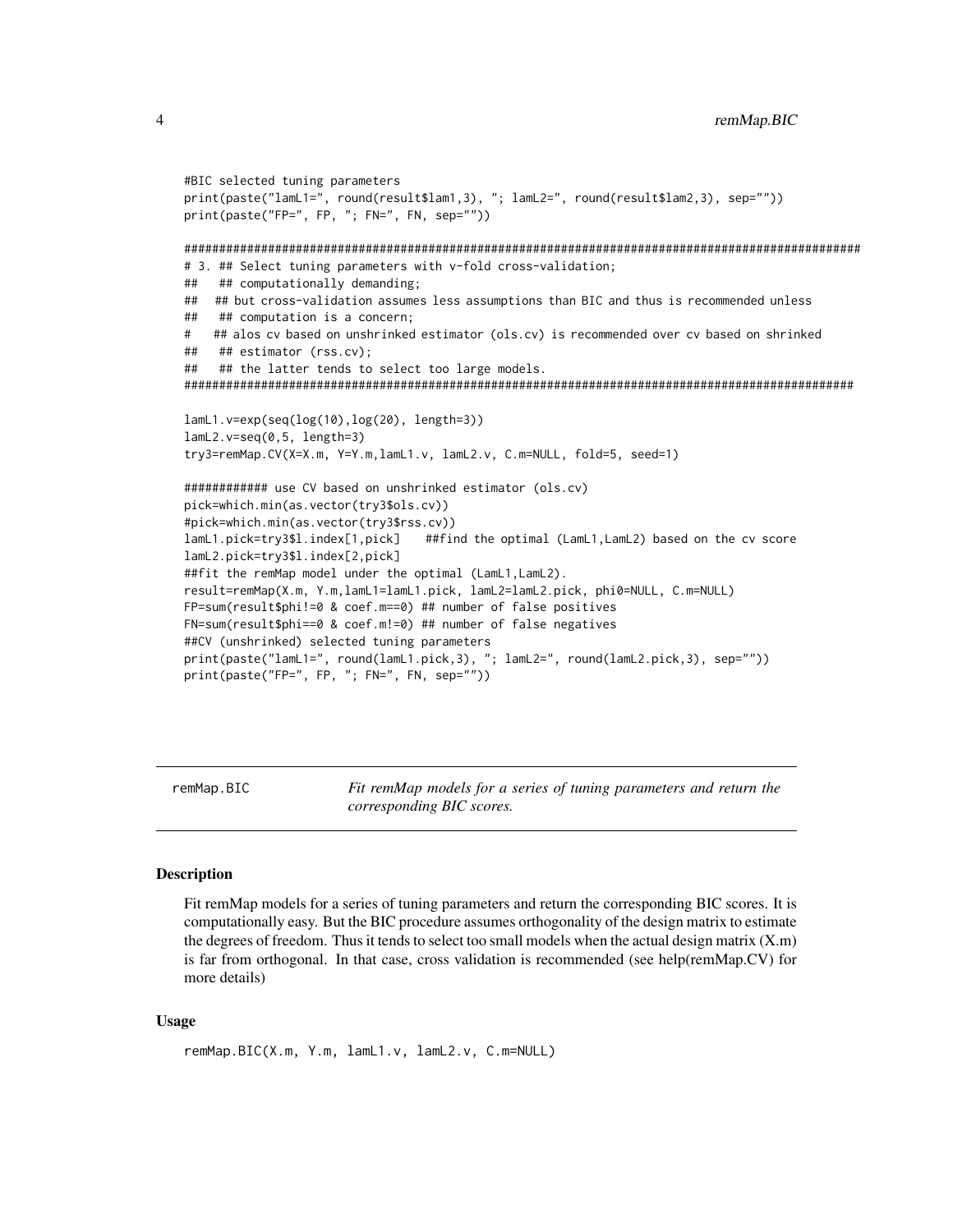```
#BIC selected tuning parameters
print(paste("lamL1=", round(result$lam1,3), "; lamL2=", round(result$lam2,3), sep=""))
print(paste("FP=", FP, "; FN=", FN, sep=""))

###################################################################################################
# 3. ## Select tuning parameters with v-fold cross-validation;
##   ## computationally demanding;
##   ## but cross-validation assumes less assumptions than BIC and thus is recommended unless
##   ## computation is a concern;
#    ## alos cv based on unshrinked estimator (ols.cv) is recommended over cv based on shrinked
##   ## estimator (rss.cv);
##   ## the latter tends to select too large models.
##################################################################################################

lamL1.v=exp(seq(log(10),log(20), length=3))
lamL2.v=seq(0,5, length=3)
try3=remMap.CV(X=X.m, Y=Y.m,lamL1.v, lamL2.v, C.m=NULL, fold=5, seed=1)

############ use CV based on unshrinked estimator (ols.cv)
pick=which.min(as.vector(try3$ols.cv))
#pick=which.min(as.vector(try3$rss.cv))
lamL1.pick=try3$l.index[1,pick]    ##find the optimal (LamL1,LamL2) based on the cv score
lamL2.pick=try3$l.index[2,pick]
##fit the remMap model under the optimal (LamL1,LamL2).
result=remMap(X.m, Y.m,lamL1=lamL1.pick, lamL2=lamL2.pick, phi0=NULL, C.m=NULL)
FP=sum(result$phi!=0 & coef.m==0) ## number of false positives
FN=sum(result$phi==0 & coef.m!=0) ## number of false negatives
##CV (unshrinked) selected tuning parameters
print(paste("lamL1=", round(lamL1.pick,3), "; lamL2=", round(lamL2.pick,3), sep=""))
print(paste("FP=", FP, "; FN=", FN, sep=""))
```

---

remMap.BIC    *Fit remMap models for a series of tuning parameters and return the corresponding BIC scores.*

---

## Description

Fit remMap models for a series of tuning parameters and return the corresponding BIC scores. It is computationally easy. But the BIC procedure assumes orthogonality of the design matrix to estimate the degrees of freedom. Thus it tends to select too small models when the actual design matrix (X.m) is far from orthogonal. In that case, cross validation is recommended (see help(remMap.CV) for more details)

## Usage

```
remMap.BIC(X.m, Y.m, lamL1.v, lamL2.v, C.m=NULL)
```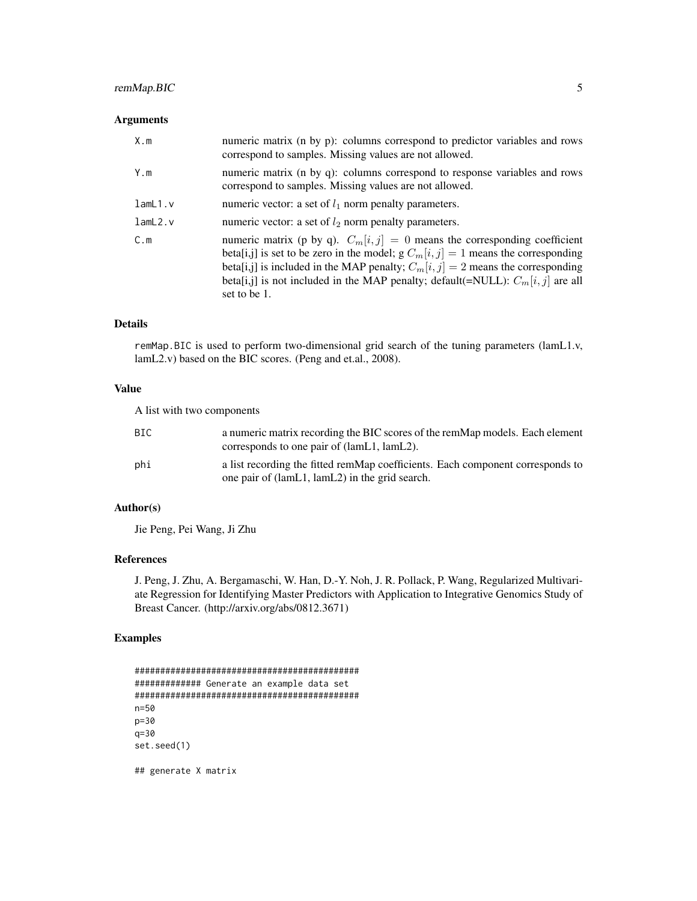### Arguments

| | |
|---|---|
| X.m | numeric matrix (n by p): columns correspond to predictor variables and rows correspond to samples. Missing values are not allowed. |
| Y.m | numeric matrix (n by q): columns correspond to response variables and rows correspond to samples. Missing values are not allowed. |
| lamL1.v | numeric vector: a set of $l_1$ norm penalty parameters. |
| lamL2.v | numeric vector: a set of $l_2$ norm penalty parameters. |
| C.m | numeric matrix (p by q). $C_m[i,j] = 0$ means the corresponding coefficient beta[i,j] is set to be zero in the model; g $C_m[i,j] = 1$ means the corresponding beta[i,j] is included in the MAP penalty; $C_m[i,j] = 2$ means the corresponding beta[i,j] is not included in the MAP penalty; default(=NULL): $C_m[i,j]$ are all set to be 1. |

### Details

remMap.BIC is used to perform two-dimensional grid search of the tuning parameters (lamL1.v, lamL2.v) based on the BIC scores. (Peng and et.al., 2008).

### Value

A list with two components

| | |
|---|---|
| BIC | a numeric matrix recording the BIC scores of the remMap models. Each element corresponds to one pair of (lamL1, lamL2). |
| phi | a list recording the fitted remMap coefficients. Each component corresponds to one pair of (lamL1, lamL2) in the grid search. |

### Author(s)

Jie Peng, Pei Wang, Ji Zhu

### References

J. Peng, J. Zhu, A. Bergamaschi, W. Han, D.-Y. Noh, J. R. Pollack, P. Wang, Regularized Multivariate Regression for Identifying Master Predictors with Application to Integrative Genomics Study of Breast Cancer. (http://arxiv.org/abs/0812.3671)

### Examples

```
##############################################
############# Generate an example data set
##############################################
n=50
p=30
q=30
set.seed(1)

## generate X matrix
```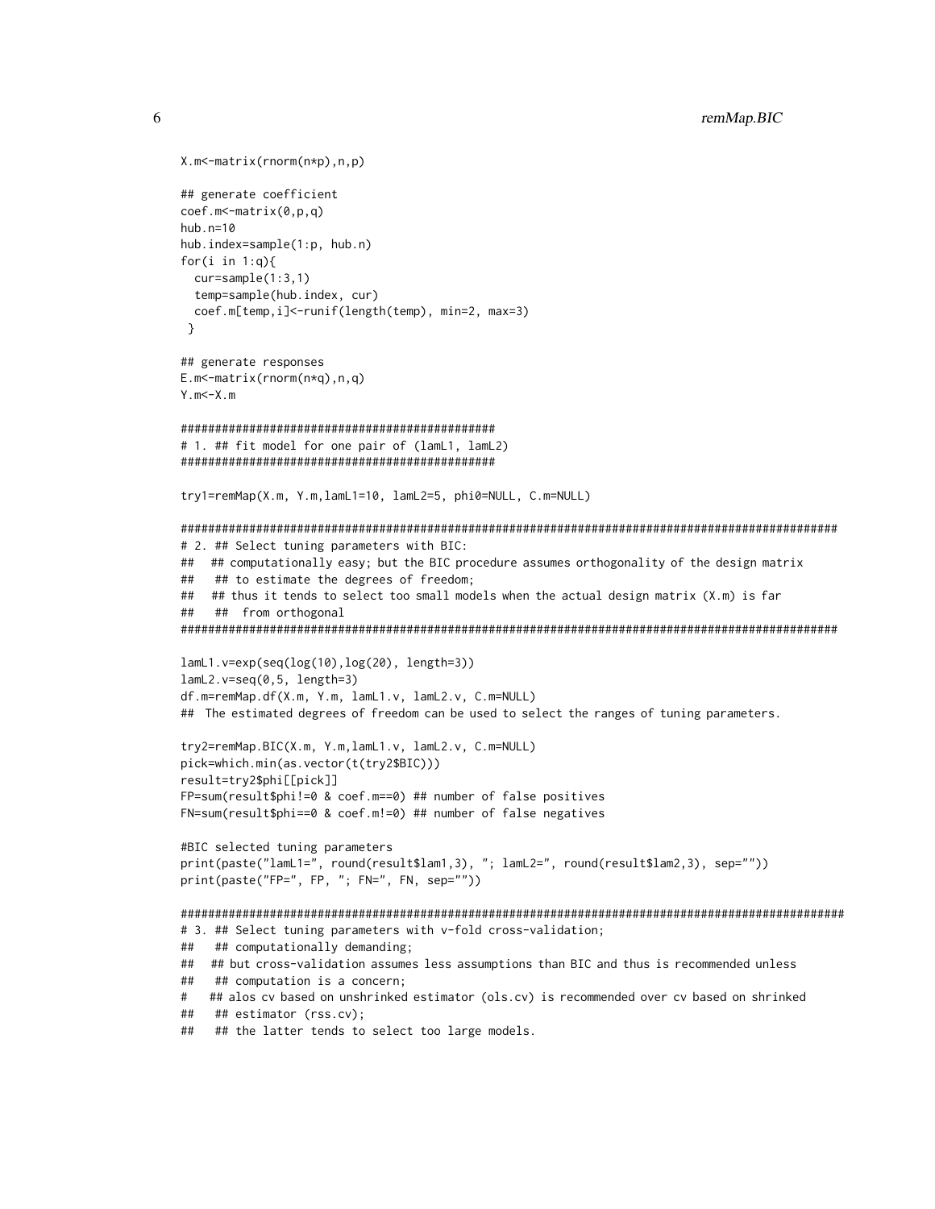```
X.m<-matrix(rnorm(n*p),n,p)

## generate coefficient
coef.m<-matrix(0,p,q)
hub.n=10
hub.index=sample(1:p, hub.n)
for(i in 1:q){
  cur=sample(1:3,1)
  temp=sample(hub.index, cur)
  coef.m[temp,i]<-runif(length(temp), min=2, max=3)
 }

## generate responses
E.m<-matrix(rnorm(n*q),n,q)
Y.m<-X.m

###############################################
# 1. ## fit model for one pair of (lamL1, lamL2)
###############################################

try1=remMap(X.m, Y.m,lamL1=10, lamL2=5, phi0=NULL, C.m=NULL)

##################################################################################################
# 2. ## Select tuning parameters with BIC:
##   ## computationally easy; but the BIC procedure assumes orthogonality of the design matrix
##    ## to estimate the degrees of freedom;
##   ## thus it tends to select too small models when the actual design matrix (X.m) is far
##    ##  from orthogonal
##################################################################################################

lamL1.v=exp(seq(log(10),log(20), length=3))
lamL2.v=seq(0,5, length=3)
df.m=remMap.df(X.m, Y.m, lamL1.v, lamL2.v, C.m=NULL)
## The estimated degrees of freedom can be used to select the ranges of tuning parameters.

try2=remMap.BIC(X.m, Y.m,lamL1.v, lamL2.v, C.m=NULL)
pick=which.min(as.vector(t(try2$BIC)))
result=try2$phi[[pick]]
FP=sum(result$phi!=0 & coef.m==0) ## number of false positives
FN=sum(result$phi==0 & coef.m!=0) ## number of false negatives

#BIC selected tuning parameters
print(paste("lamL1=", round(result$lam1,3), "; lamL2=", round(result$lam2,3), sep=""))
print(paste("FP=", FP, "; FN=", FN, sep=""))

###################################################################################################
# 3. ## Select tuning parameters with v-fold cross-validation;
##    ## computationally demanding;
##   ## but cross-validation assumes less assumptions than BIC and thus is recommended unless
##    ## computation is a concern;
#    ## alos cv based on unshrinked estimator (ols.cv) is recommended over cv based on shrinked
##    ## estimator (rss.cv);
##    ## the latter tends to select too large models.
```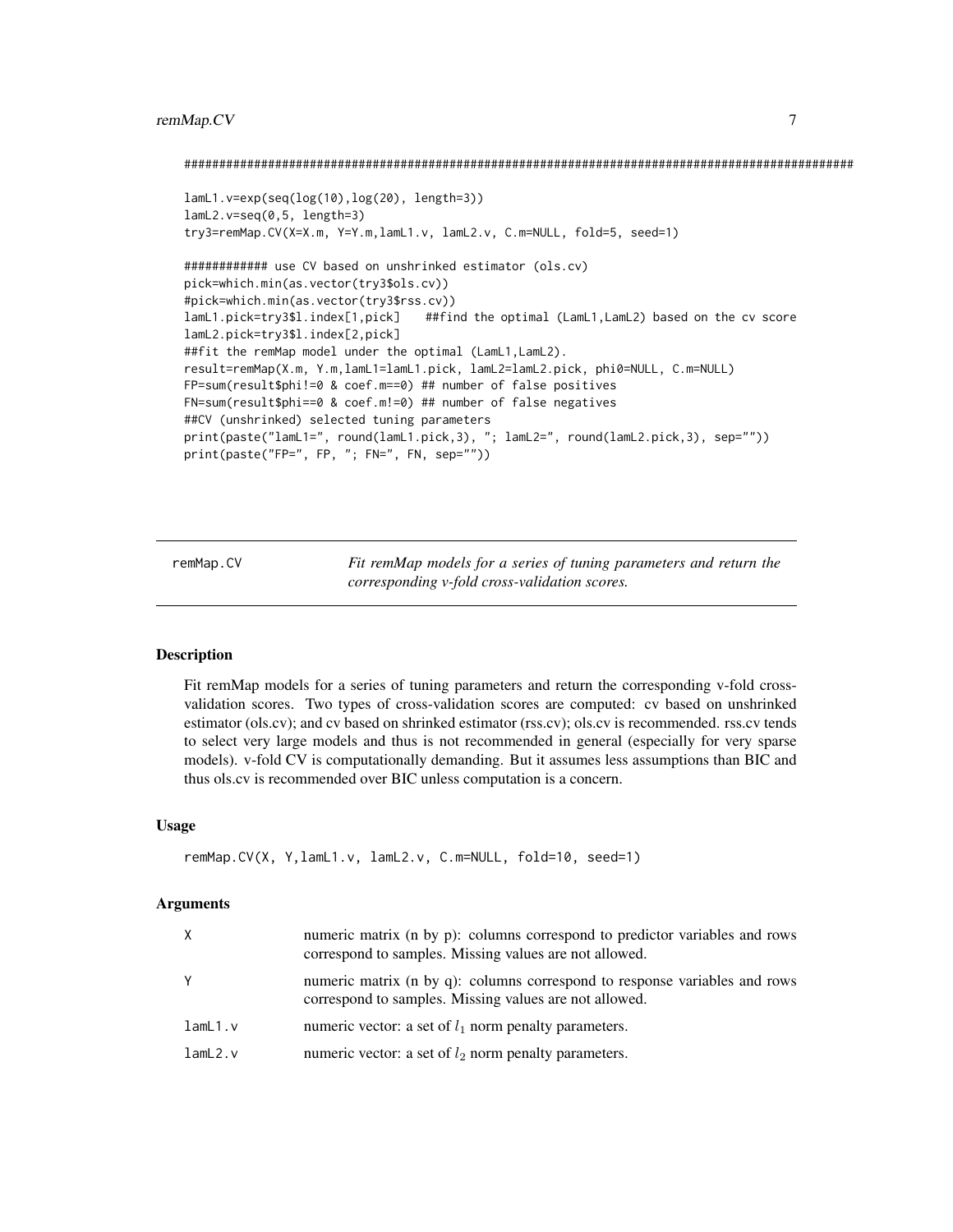```
################################################################################################

lamL1.v=exp(seq(log(10),log(20), length=3))
lamL2.v=seq(0,5, length=3)
try3=remMap.CV(X=X.m, Y=Y.m,lamL1.v, lamL2.v, C.m=NULL, fold=5, seed=1)

############ use CV based on unshrinked estimator (ols.cv)
pick=which.min(as.vector(try3$ols.cv))
#pick=which.min(as.vector(try3$rss.cv))
lamL1.pick=try3$l.index[1,pick]    ##find the optimal (LamL1,LamL2) based on the cv score
lamL2.pick=try3$l.index[2,pick]
##fit the remMap model under the optimal (LamL1,LamL2).
result=remMap(X.m, Y.m,lamL1=lamL1.pick, lamL2=lamL2.pick, phi0=NULL, C.m=NULL)
FP=sum(result$phi!=0 & coef.m==0) ## number of false positives
FN=sum(result$phi==0 & coef.m!=0) ## number of false negatives
##CV (unshrinked) selected tuning parameters
print(paste("lamL1=", round(lamL1.pick,3), "; lamL2=", round(lamL2.pick,3), sep=""))
print(paste("FP=", FP, "; FN=", FN, sep=""))
```

---

## remMap.CV

*Fit remMap models for a series of tuning parameters and return the corresponding v-fold cross-validation scores.*

---

### Description

Fit remMap models for a series of tuning parameters and return the corresponding v-fold cross-validation scores. Two types of cross-validation scores are computed: cv based on unshrinked estimator (ols.cv); and cv based on shrinked estimator (rss.cv); ols.cv is recommended. rss.cv tends to select very large models and thus is not recommended in general (especially for very sparse models). v-fold CV is computationally demanding. But it assumes less assumptions than BIC and thus ols.cv is recommended over BIC unless computation is a concern.

### Usage

```
remMap.CV(X, Y,lamL1.v, lamL2.v, C.m=NULL, fold=10, seed=1)
```

### Arguments

| | |
|---|---|
| X | numeric matrix (n by p): columns correspond to predictor variables and rows correspond to samples. Missing values are not allowed. |
| Y | numeric matrix (n by q): columns correspond to response variables and rows correspond to samples. Missing values are not allowed. |
| lamL1.v | numeric vector: a set of $l_1$ norm penalty parameters. |
| lamL2.v | numeric vector: a set of $l_2$ norm penalty parameters. |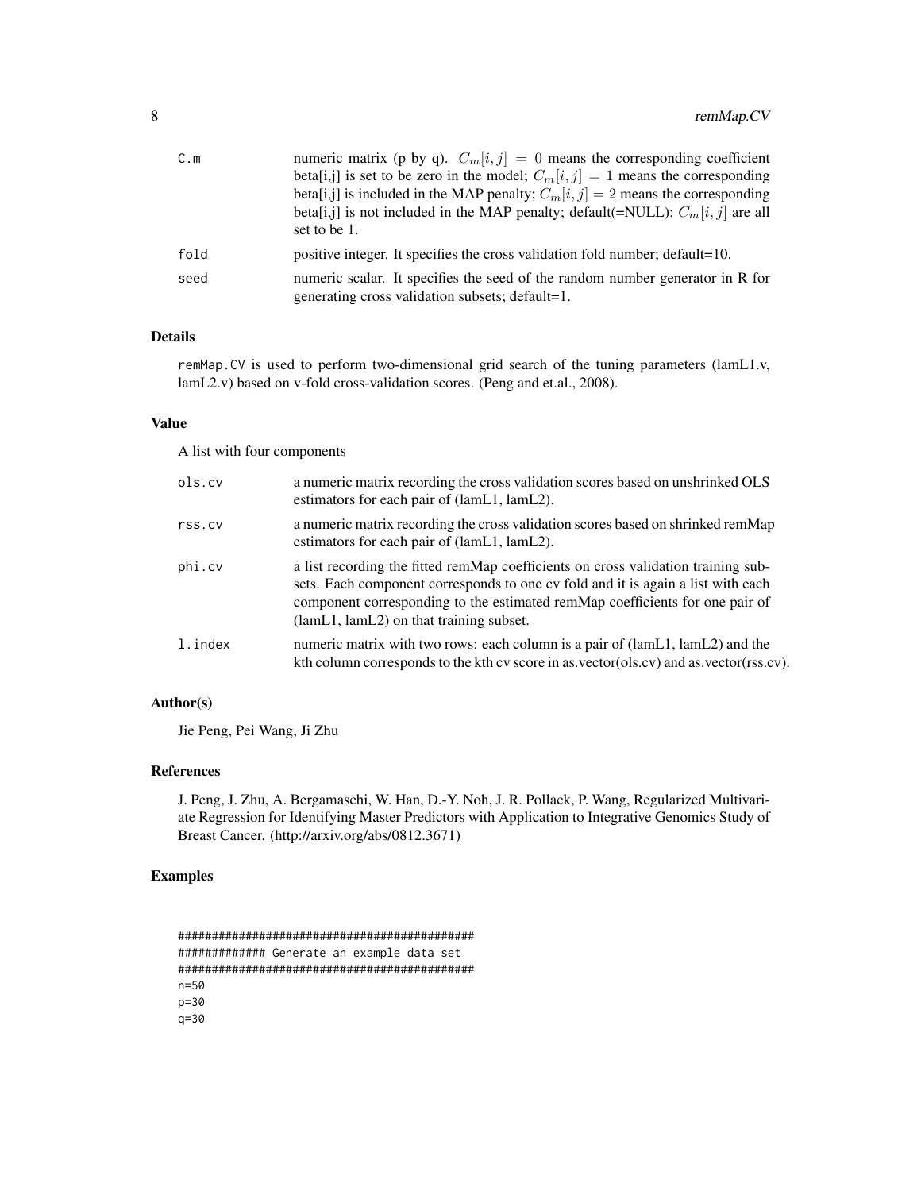| | |
|---|---|
| C.m | numeric matrix (p by q). $C_m[i,j] = 0$ means the corresponding coefficient beta[i,j] is set to be zero in the model; $C_m[i,j] = 1$ means the corresponding beta[i,j] is included in the MAP penalty; $C_m[i,j] = 2$ means the corresponding beta[i,j] is not included in the MAP penalty; default(=NULL): $C_m[i,j]$ are all set to be 1. |
| fold | positive integer. It specifies the cross validation fold number; default=10. |
| seed | numeric scalar. It specifies the seed of the random number generator in R for generating cross validation subsets; default=1. |

## Details

remMap.CV is used to perform two-dimensional grid search of the tuning parameters (lamL1.v, lamL2.v) based on v-fold cross-validation scores. (Peng and et.al., 2008).

## Value

A list with four components

| | |
|---|---|
| ols.cv | a numeric matrix recording the cross validation scores based on unshrinked OLS estimators for each pair of (lamL1, lamL2). |
| rss.cv | a numeric matrix recording the cross validation scores based on shrinked remMap estimators for each pair of (lamL1, lamL2). |
| phi.cv | a list recording the fitted remMap coefficients on cross validation training subsets. Each component corresponds to one cv fold and it is again a list with each component corresponding to the estimated remMap coefficients for one pair of (lamL1, lamL2) on that training subset. |
| l.index | numeric matrix with two rows: each column is a pair of (lamL1, lamL2) and the kth column corresponds to the kth cv score in as.vector(ols.cv) and as.vector(rss.cv). |

## Author(s)

Jie Peng, Pei Wang, Ji Zhu

## References

J. Peng, J. Zhu, A. Bergamaschi, W. Han, D.-Y. Noh, J. R. Pollack, P. Wang, Regularized Multivariate Regression for Identifying Master Predictors with Application to Integrative Genomics Study of Breast Cancer. (http://arxiv.org/abs/0812.3671)

## Examples

```
############################################
############# Generate an example data set
############################################
n=50
p=30
q=30
```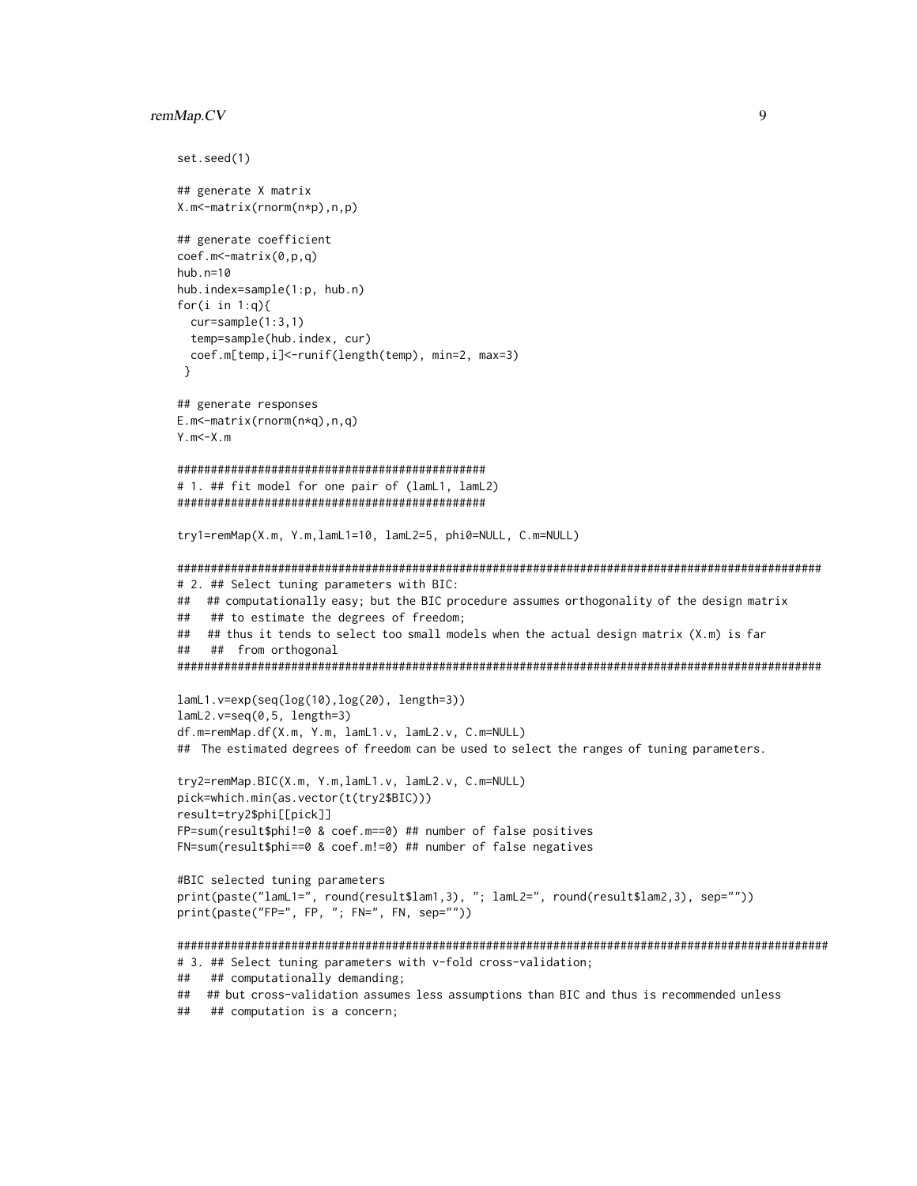```
set.seed(1)

## generate X matrix
X.m<-matrix(rnorm(n*p),n,p)

## generate coefficient
coef.m<-matrix(0,p,q)
hub.n=10
hub.index=sample(1:p, hub.n)
for(i in 1:q){
  cur=sample(1:3,1)
  temp=sample(hub.index, cur)
  coef.m[temp,i]<-runif(length(temp), min=2, max=3)
 }

## generate responses
E.m<-matrix(rnorm(n*q),n,q)
Y.m<-X.m

###############################################
# 1. ## fit model for one pair of (lamL1, lamL2)
###############################################

try1=remMap(X.m, Y.m,lamL1=10, lamL2=5, phi0=NULL, C.m=NULL)

################################################################################################
# 2. ## Select tuning parameters with BIC:
##   ## computationally easy; but the BIC procedure assumes orthogonality of the design matrix
##    ## to estimate the degrees of freedom;
##   ## thus it tends to select too small models when the actual design matrix (X.m) is far
##    ##  from orthogonal
################################################################################################

lamL1.v=exp(seq(log(10),log(20), length=3))
lamL2.v=seq(0,5, length=3)
df.m=remMap.df(X.m, Y.m, lamL1.v, lamL2.v, C.m=NULL)
##  The estimated degrees of freedom can be used to select the ranges of tuning parameters.

try2=remMap.BIC(X.m, Y.m,lamL1.v, lamL2.v, C.m=NULL)
pick=which.min(as.vector(t(try2$BIC)))
result=try2$phi[[pick]]
FP=sum(result$phi!=0 & coef.m==0) ## number of false positives
FN=sum(result$phi==0 & coef.m!=0) ## number of false negatives

#BIC selected tuning parameters
print(paste("lamL1=", round(result$lam1,3), "; lamL2=", round(result$lam2,3), sep=""))
print(paste("FP=", FP, "; FN=", FN, sep=""))

#################################################################################################
# 3. ## Select tuning parameters with v-fold cross-validation;
##    ## computationally demanding;
##   ## but cross-validation assumes less assumptions than BIC and thus is recommended unless
##    ## computation is a concern;
```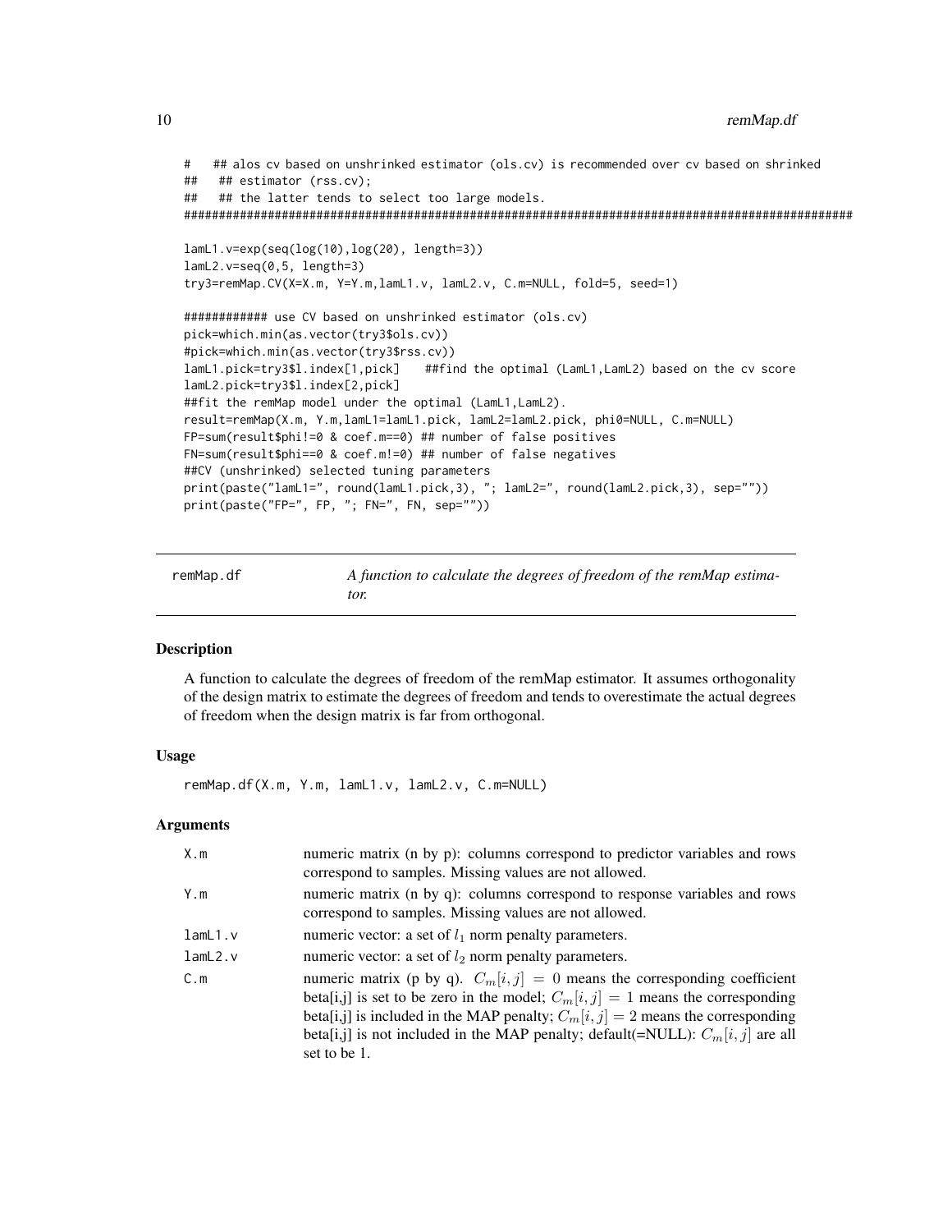```
#   ## alos cv based on unshrinked estimator (ols.cv) is recommended over cv based on shrinked
##   ## estimator (rss.cv);
##   ## the latter tends to select too large models.
################################################################################################

lamL1.v=exp(seq(log(10),log(20), length=3))
lamL2.v=seq(0,5, length=3)
try3=remMap.CV(X=X.m, Y=Y.m,lamL1.v, lamL2.v, C.m=NULL, fold=5, seed=1)

############ use CV based on unshrinked estimator (ols.cv)
pick=which.min(as.vector(try3$ols.cv))
#pick=which.min(as.vector(try3$rss.cv))
lamL1.pick=try3$l.index[1,pick]    ##find the optimal (LamL1,LamL2) based on the cv score
lamL2.pick=try3$l.index[2,pick]
##fit the remMap model under the optimal (LamL1,LamL2).
result=remMap(X.m, Y.m,lamL1=lamL1.pick, lamL2=lamL2.pick, phi0=NULL, C.m=NULL)
FP=sum(result$phi!=0 & coef.m==0) ## number of false positives
FN=sum(result$phi==0 & coef.m!=0) ## number of false negatives
##CV (unshrinked) selected tuning parameters
print(paste("lamL1=", round(lamL1.pick,3), "; lamL2=", round(lamL2.pick,3), sep=""))
print(paste("FP=", FP, "; FN=", FN, sep=""))
```

---

remMap.df — *A function to calculate the degrees of freedom of the remMap estimator.*

---

## Description

A function to calculate the degrees of freedom of the remMap estimator. It assumes orthogonality of the design matrix to estimate the degrees of freedom and tends to overestimate the actual degrees of freedom when the design matrix is far from orthogonal.

## Usage

```
remMap.df(X.m, Y.m, lamL1.v, lamL2.v, C.m=NULL)
```

## Arguments

| | |
|---|---|
| X.m | numeric matrix (n by p): columns correspond to predictor variables and rows correspond to samples. Missing values are not allowed. |
| Y.m | numeric matrix (n by q): columns correspond to response variables and rows correspond to samples. Missing values are not allowed. |
| lamL1.v | numeric vector: a set of $l_1$ norm penalty parameters. |
| lamL2.v | numeric vector: a set of $l_2$ norm penalty parameters. |
| C.m | numeric matrix (p by q). $C_m[i,j] = 0$ means the corresponding coefficient beta[i,j] is set to be zero in the model; $C_m[i,j] = 1$ means the corresponding beta[i,j] is included in the MAP penalty; $C_m[i,j] = 2$ means the corresponding beta[i,j] is not included in the MAP penalty; default(=NULL): $C_m[i,j]$ are all set to be 1. |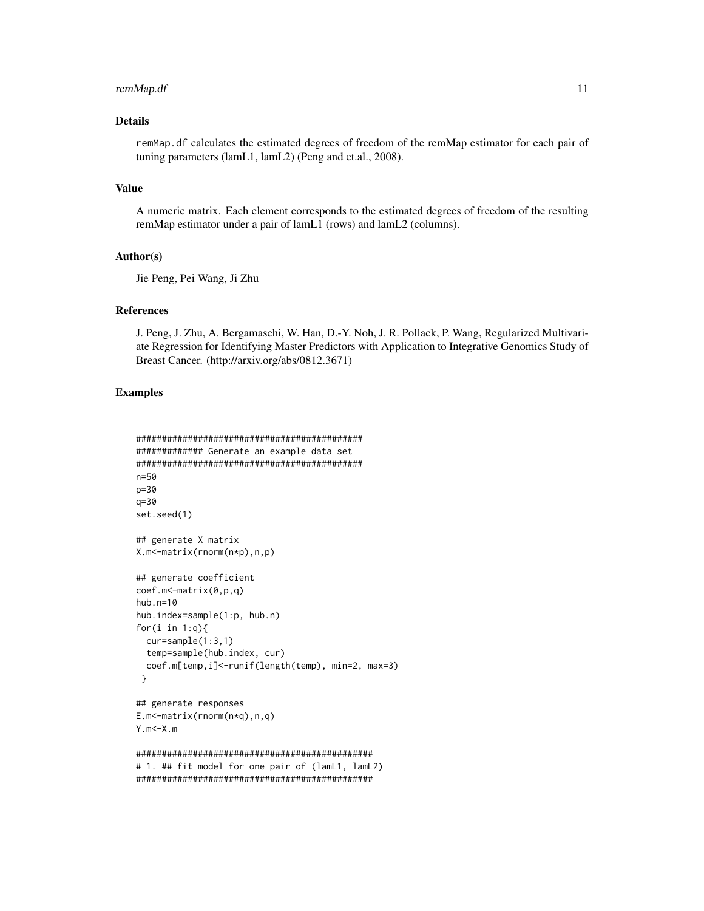## Details

remMap.df calculates the estimated degrees of freedom of the remMap estimator for each pair of tuning parameters (lamL1, lamL2) (Peng and et.al., 2008).

## Value

A numeric matrix. Each element corresponds to the estimated degrees of freedom of the resulting remMap estimator under a pair of lamL1 (rows) and lamL2 (columns).

## Author(s)

Jie Peng, Pei Wang, Ji Zhu

## References

J. Peng, J. Zhu, A. Bergamaschi, W. Han, D.-Y. Noh, J. R. Pollack, P. Wang, Regularized Multivariate Regression for Identifying Master Predictors with Application to Integrative Genomics Study of Breast Cancer. (http://arxiv.org/abs/0812.3671)

## Examples

```
#############################################
############# Generate an example data set
#############################################
n=50
p=30
q=30
set.seed(1)

## generate X matrix
X.m<-matrix(rnorm(n*p),n,p)

## generate coefficient
coef.m<-matrix(0,p,q)
hub.n=10
hub.index=sample(1:p, hub.n)
for(i in 1:q){
  cur=sample(1:3,1)
  temp=sample(hub.index, cur)
  coef.m[temp,i]<-runif(length(temp), min=2, max=3)
 }

## generate responses
E.m<-matrix(rnorm(n*q),n,q)
Y.m<-X.m

################################################
# 1. ## fit model for one pair of (lamL1, lamL2)
################################################
```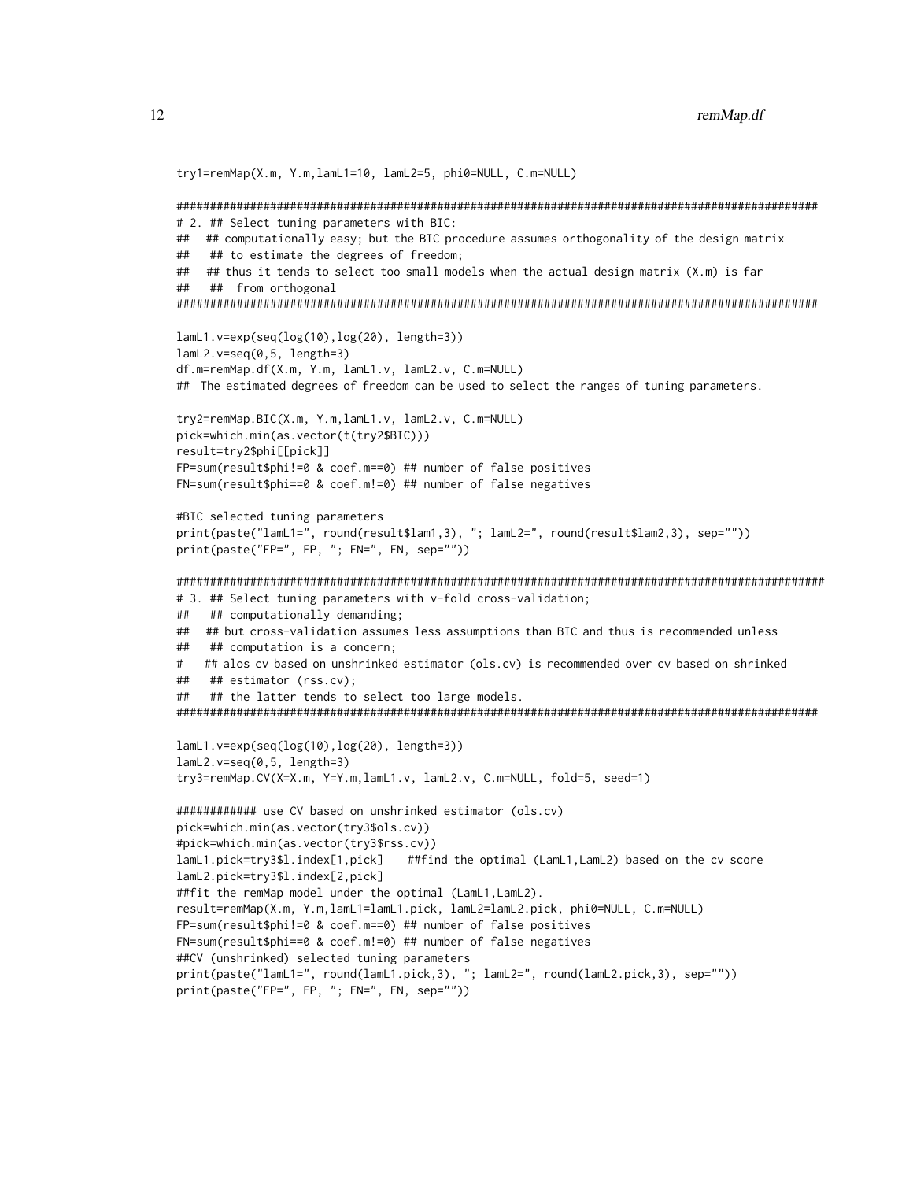```
try1=remMap(X.m, Y.m,lamL1=10, lamL2=5, phi0=NULL, C.m=NULL)

################################################################################################
# 2. ## Select tuning parameters with BIC:
##   ## computationally easy; but the BIC procedure assumes orthogonality of the design matrix
##    ## to estimate the degrees of freedom;
##   ## thus it tends to select too small models when the actual design matrix (X.m) is far
##    ##  from orthogonal
################################################################################################

lamL1.v=exp(seq(log(10),log(20), length=3))
lamL2.v=seq(0,5, length=3)
df.m=remMap.df(X.m, Y.m, lamL1.v, lamL2.v, C.m=NULL)
##  The estimated degrees of freedom can be used to select the ranges of tuning parameters.

try2=remMap.BIC(X.m, Y.m,lamL1.v, lamL2.v, C.m=NULL)
pick=which.min(as.vector(t(try2$BIC)))
result=try2$phi[[pick]]
FP=sum(result$phi!=0 & coef.m==0) ## number of false positives
FN=sum(result$phi==0 & coef.m!=0) ## number of false negatives

#BIC selected tuning parameters
print(paste("lamL1=", round(result$lam1,3), "; lamL2=", round(result$lam2,3), sep=""))
print(paste("FP=", FP, "; FN=", FN, sep=""))

#################################################################################################
# 3. ## Select tuning parameters with v-fold cross-validation;
##    ## computationally demanding;
##   ## but cross-validation assumes less assumptions than BIC and thus is recommended unless
##    ## computation is a concern;
#   ## alos cv based on unshrinked estimator (ols.cv) is recommended over cv based on shrinked
##    ## estimator (rss.cv);
##    ## the latter tends to select too large models.
################################################################################################

lamL1.v=exp(seq(log(10),log(20), length=3))
lamL2.v=seq(0,5, length=3)
try3=remMap.CV(X=X.m, Y=Y.m,lamL1.v, lamL2.v, C.m=NULL, fold=5, seed=1)

############ use CV based on unshrinked estimator (ols.cv)
pick=which.min(as.vector(try3$ols.cv))
#pick=which.min(as.vector(try3$rss.cv))
lamL1.pick=try3$l.index[1,pick]    ##find the optimal (LamL1,LamL2) based on the cv score
lamL2.pick=try3$l.index[2,pick]
##fit the remMap model under the optimal (LamL1,LamL2).
result=remMap(X.m, Y.m,lamL1=lamL1.pick, lamL2=lamL2.pick, phi0=NULL, C.m=NULL)
FP=sum(result$phi!=0 & coef.m==0) ## number of false positives
FN=sum(result$phi==0 & coef.m!=0) ## number of false negatives
##CV (unshrinked) selected tuning parameters
print(paste("lamL1=", round(lamL1.pick,3), "; lamL2=", round(lamL2.pick,3), sep=""))
print(paste("FP=", FP, "; FN=", FN, sep=""))
```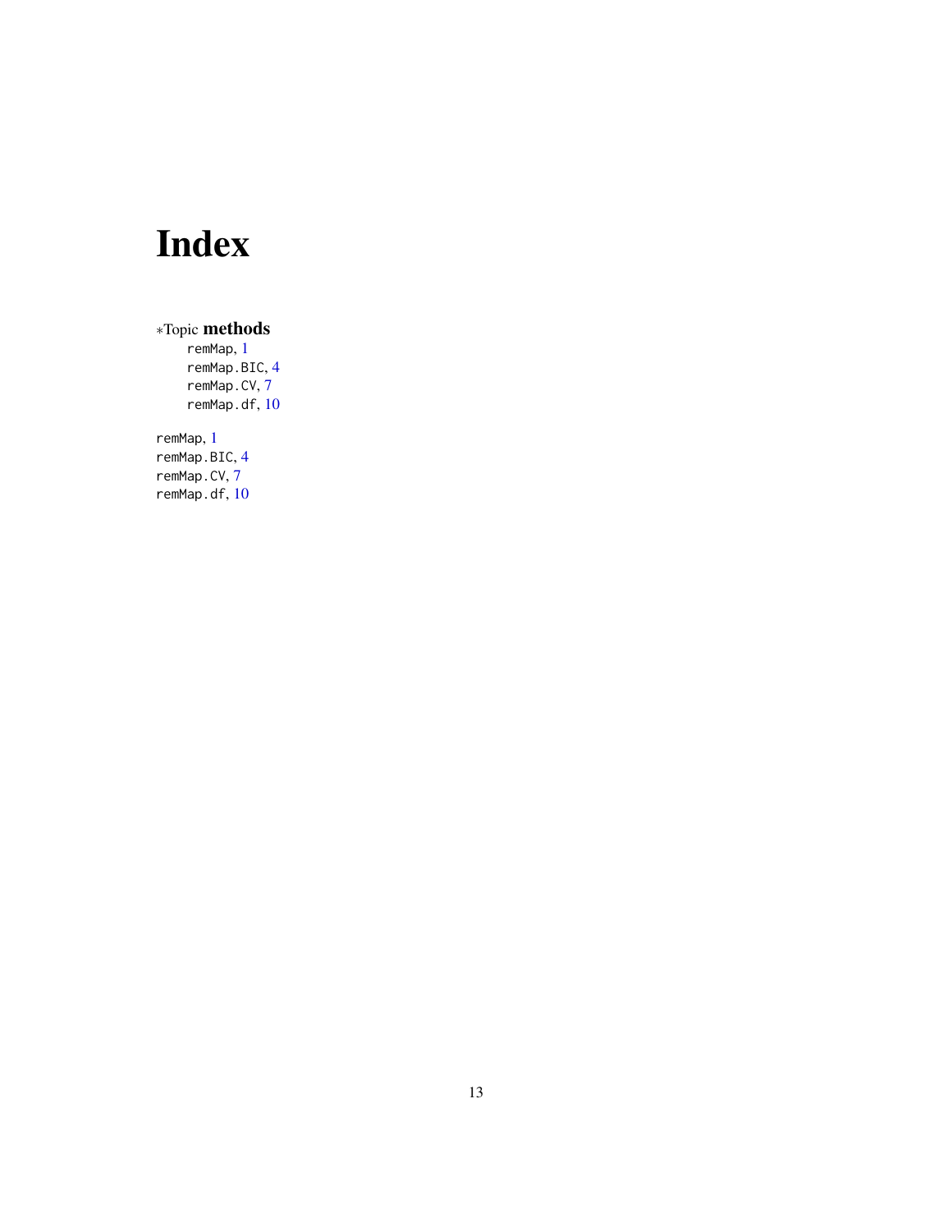# Index

*Topic **methods**

- remMap, 1
- remMap.BIC, 4
- remMap.CV, 7
- remMap.df, 10

remMap, 1
remMap.BIC, 4
remMap.CV, 7
remMap.df, 10